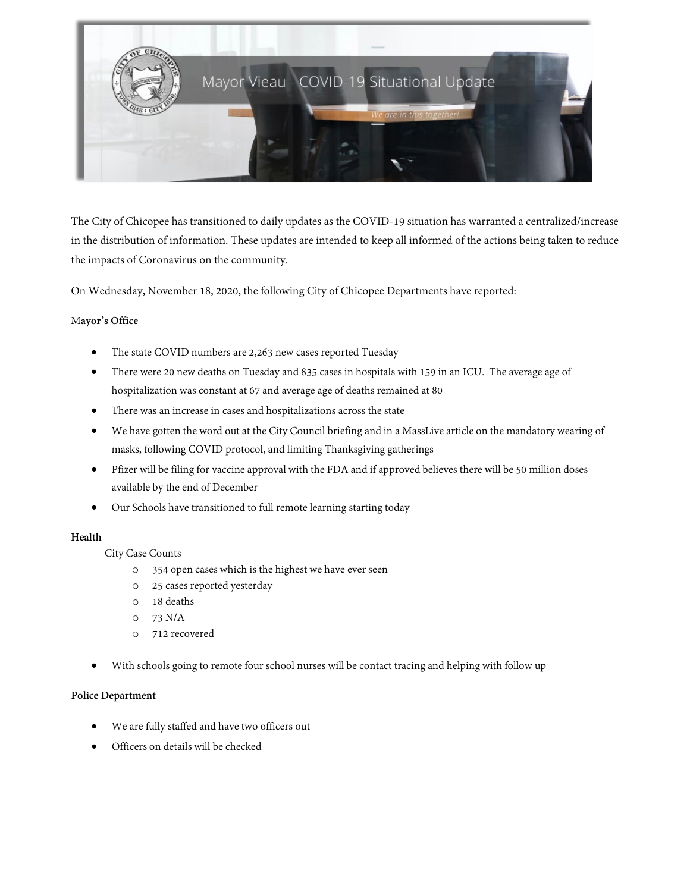Mayor Vieau - COVID-19 Situational Update

*We are in this together!*

The City of Chicopee has transitioned to daily updates as the COVID-19 situation has warranted a centralized/increase in the distribution of information. These updates are intended to keep all informed of the actions being taken to reduce the impacts of Coronavirus on the community.

On Wednesday, November 18, 2020, the following City of Chicopee Departments have reported:

**Mayor's Office**

- The state COVID numbers are 2,263 new cases reported Tuesday
- There were 20 new deaths on Tuesday and 835 cases in hospitals with 159 in an ICU. The average age of hospitalization was constant at 67 and average age of deaths remained at 80
- There was an increase in cases and hospitalizations across the state
- We have gotten the word out at the City Council briefing and in a MassLive article on the mandatory wearing of masks, following COVID protocol, and limiting Thanksgiving gatherings
- Pfizer will be filing for vaccine approval with the FDA and if approved believes there will be 50 million doses available by the end of December
- Our Schools have transitioned to full remote learning starting today

**Health**

City Case Counts

- 354 open cases which is the highest we have ever seen
- 25 cases reported yesterday
- 18 deaths
- 73 N/A
- 712 recovered

- With schools going to remote four school nurses will be contact tracing and helping with follow up

**Police Department**

- We are fully staffed and have two officers out
- Officers on details will be checked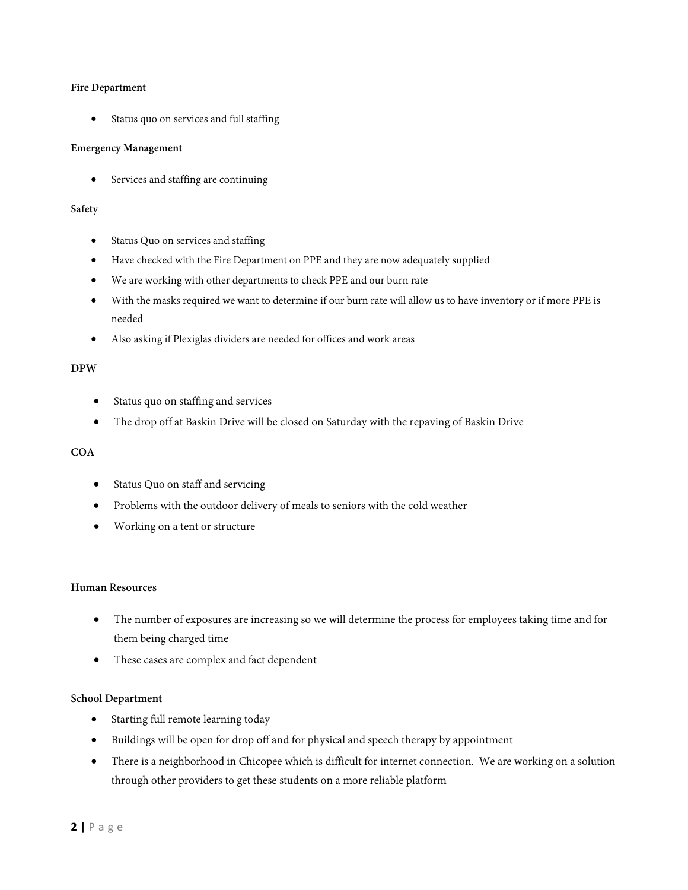**Fire Department**

- Status quo on services and full staffing

**Emergency Management**

- Services and staffing are continuing

**Safety**

- Status Quo on services and staffing
- Have checked with the Fire Department on PPE and they are now adequately supplied
- We are working with other departments to check PPE and our burn rate
- With the masks required we want to determine if our burn rate will allow us to have inventory or if more PPE is needed
- Also asking if Plexiglas dividers are needed for offices and work areas

**DPW**

- Status quo on staffing and services
- The drop off at Baskin Drive will be closed on Saturday with the repaving of Baskin Drive

**COA**

- Status Quo on staff and servicing
- Problems with the outdoor delivery of meals to seniors with the cold weather
- Working on a tent or structure

**Human Resources**

- The number of exposures are increasing so we will determine the process for employees taking time and for them being charged time
- These cases are complex and fact dependent

**School Department**

- Starting full remote learning today
- Buildings will be open for drop off and for physical and speech therapy by appointment
- There is a neighborhood in Chicopee which is difficult for internet connection. We are working on a solution through other providers to get these students on a more reliable platform